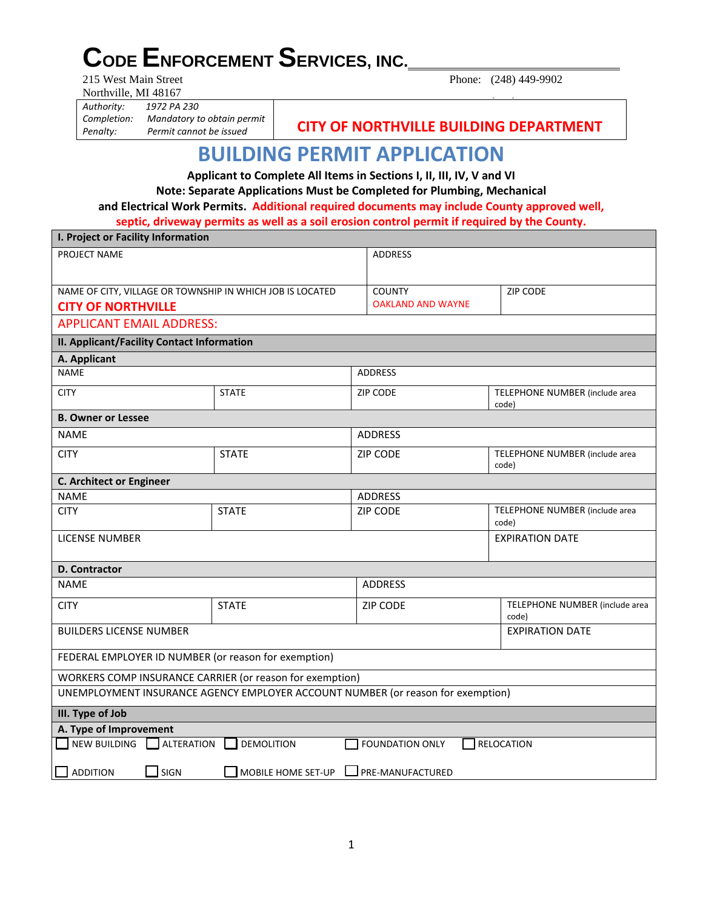# CODE ENFORCEMENT SERVICES, INC.

215 West Main Street
Northville, MI 48167

Phone: (248) 449-9902

| | |
|---|---|
| *Authority:* *1972 PA 230*<br>*Completion:* *Mandatory to obtain permit*<br>*Penalty:* *Permit cannot be issued* | **CITY OF NORTHVILLE BUILDING DEPARTMENT** |

# BUILDING PERMIT APPLICATION

**Applicant to Complete All Items in Sections I, II, III, IV, V and VI**

**Note: Separate Applications Must be Completed for Plumbing, Mechanical and Electrical Work Permits. Additional required documents may include County approved well, septic, driveway permits as well as a soil erosion control permit if required by the County.**

| **I. Project or Facility Information** | | |
|---|---|---|
| PROJECT NAME | ADDRESS | |
| NAME OF CITY, VILLAGE OR TOWNSHIP IN WHICH JOB IS LOCATED<br>**CITY OF NORTHVILLE** | COUNTY<br>OAKLAND AND WAYNE | ZIP CODE |
| APPLICANT EMAIL ADDRESS: | | |

| **II. Applicant/Facility Contact Information** | | | |
|---|---|---|---|
| **A. Applicant** | | | |
| NAME | | ADDRESS | |
| CITY | STATE | ZIP CODE | TELEPHONE NUMBER (include area code) |
| **B. Owner or Lessee** | | | |
| NAME | | ADDRESS | |
| CITY | STATE | ZIP CODE | TELEPHONE NUMBER (include area code) |
| **C. Architect or Engineer** | | | |
| NAME | | ADDRESS | |
| CITY | STATE | ZIP CODE | TELEPHONE NUMBER (include area code) |
| LICENSE NUMBER | | | EXPIRATION DATE |
| **D. Contractor** | | | |
| NAME | | ADDRESS | |
| CITY | STATE | ZIP CODE | TELEPHONE NUMBER (include area code) |
| BUILDERS LICENSE NUMBER | | | EXPIRATION DATE |
| FEDERAL EMPLOYER ID NUMBER (or reason for exemption) | | | |
| WORKERS COMP INSURANCE CARRIER (or reason for exemption) | | | |
| UNEMPLOYMENT INSURANCE AGENCY EMPLOYER ACCOUNT NUMBER (or reason for exemption) | | | |

**III. Type of Job**

**A. Type of Improvement**

- ☐ NEW BUILDING
- ☐ ALTERATION
- ☐ DEMOLITION
- ☐ FOUNDATION ONLY
- ☐ RELOCATION
- ☐ ADDITION
- ☐ SIGN
- ☐ MOBILE HOME SET-UP
- ☐ PRE-MANUFACTURED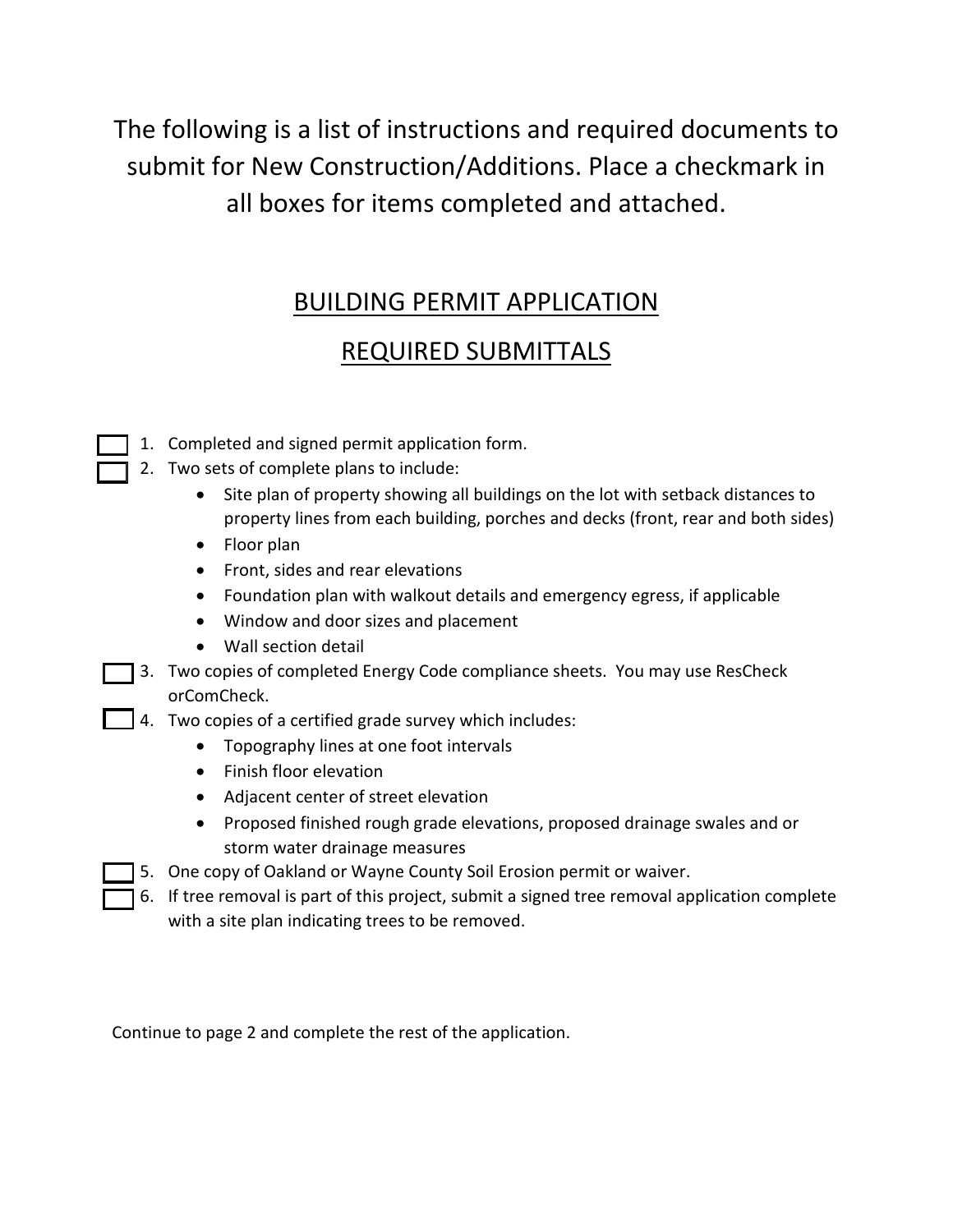The following is a list of instructions and required documents to submit for New Construction/Additions. Place a checkmark in all boxes for items completed and attached.

## BUILDING PERMIT APPLICATION

## REQUIRED SUBMITTALS

- ☐ 1. Completed and signed permit application form.
- ☐ 2. Two sets of complete plans to include:
  - Site plan of property showing all buildings on the lot with setback distances to property lines from each building, porches and decks (front, rear and both sides)
  - Floor plan
  - Front, sides and rear elevations
  - Foundation plan with walkout details and emergency egress, if applicable
  - Window and door sizes and placement
  - Wall section detail
- ☐ 3. Two copies of completed Energy Code compliance sheets. You may use ResCheck orComCheck.
- ☐ 4. Two copies of a certified grade survey which includes:
  - Topography lines at one foot intervals
  - Finish floor elevation
  - Adjacent center of street elevation
  - Proposed finished rough grade elevations, proposed drainage swales and or storm water drainage measures
- ☐ 5. One copy of Oakland or Wayne County Soil Erosion permit or waiver.
- ☐ 6. If tree removal is part of this project, submit a signed tree removal application complete with a site plan indicating trees to be removed.

Continue to page 2 and complete the rest of the application.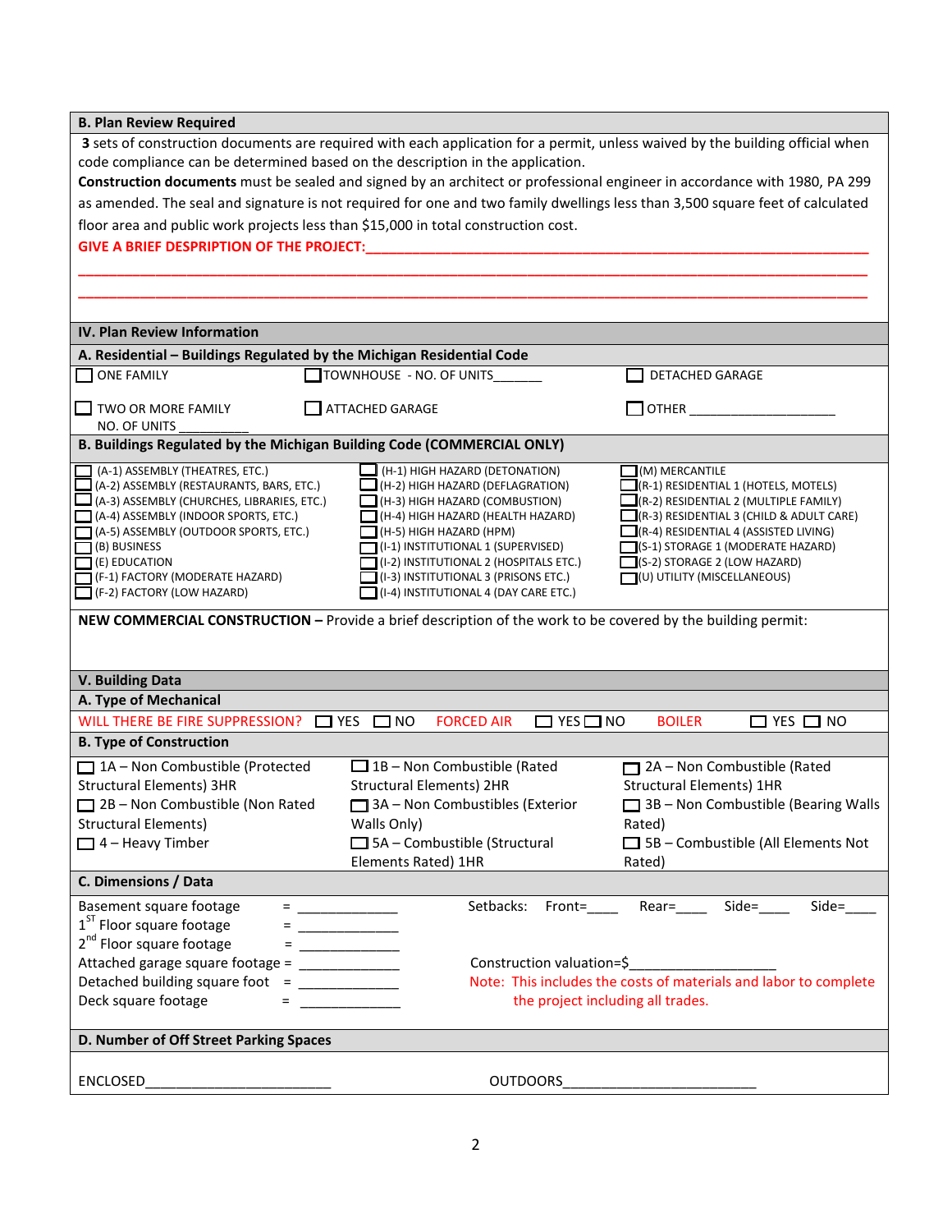### B. Plan Review Required

**3** sets of construction documents are required with each application for a permit, unless waived by the building official when code compliance can be determined based on the description in the application.

**Construction documents** must be sealed and signed by an architect or professional engineer in accordance with 1980, PA 299 as amended. The seal and signature is not required for one and two family dwellings less than 3,500 square feet of calculated floor area and public work projects less than $15,000 in total construction cost.

**GIVE A BRIEF DESPRIPTION OF THE PROJECT:**______________________________________________________________

______________________________________________________________________________________________

______________________________________________________________________________________________

## IV. Plan Review Information

### A. Residential – Buildings Regulated by the Michigan Residential Code

| | | |
|---|---|---|
| ☐ ONE FAMILY | ☐ TOWNHOUSE - NO. OF UNITS_______ | ☐ DETACHED GARAGE |
| ☐ TWO OR MORE FAMILY NO. OF UNITS __________ | ☐ ATTACHED GARAGE | ☐ OTHER ____________________ |

### B. Buildings Regulated by the Michigan Building Code (COMMERCIAL ONLY)

| | | |
|---|---|---|
| ☐ (A-1) ASSEMBLY (THEATRES, ETC.) | ☐ (H-1) HIGH HAZARD (DETONATION) | ☐ (M) MERCANTILE |
| ☐ (A-2) ASSEMBLY (RESTAURANTS, BARS, ETC.) | ☐ (H-2) HIGH HAZARD (DEFLAGRATION) | ☐ (R-1) RESIDENTIAL 1 (HOTELS, MOTELS) |
| ☐ (A-3) ASSEMBLY (CHURCHES, LIBRARIES, ETC.) | ☐ (H-3) HIGH HAZARD (COMBUSTION) | ☐ (R-2) RESIDENTIAL 2 (MULTIPLE FAMILY) |
| ☐ (A-4) ASSEMBLY (INDOOR SPORTS, ETC.) | ☐ (H-4) HIGH HAZARD (HEALTH HAZARD) | ☐ (R-3) RESIDENTIAL 3 (CHILD & ADULT CARE) |
| ☐ (A-5) ASSEMBLY (OUTDOOR SPORTS, ETC.) | ☐ (H-5) HIGH HAZARD (HPM) | ☐ (R-4) RESIDENTIAL 4 (ASSISTED LIVING) |
| ☐ (B) BUSINESS | ☐ (I-1) INSTITUTIONAL 1 (SUPERVISED) | ☐ (S-1) STORAGE 1 (MODERATE HAZARD) |
| ☐ (E) EDUCATION | ☐ (I-2) INSTITUTIONAL 2 (HOSPITALS ETC.) | ☐ (S-2) STORAGE 2 (LOW HAZARD) |
| ☐ (F-1) FACTORY (MODERATE HAZARD) | ☐ (I-3) INSTITUTIONAL 3 (PRISONS ETC.) | ☐ (U) UTILITY (MISCELLANEOUS) |
| ☐ (F-2) FACTORY (LOW HAZARD) | ☐ (I-4) INSTITUTIONAL 4 (DAY CARE ETC.) | |

**NEW COMMERCIAL CONSTRUCTION –** Provide a brief description of the work to be covered by the building permit:

## V. Building Data

### A. Type of Mechanical

WILL THERE BE FIRE SUPPRESSION? ☐ YES ☐ NO   FORCED AIR ☐ YES ☐ NO   BOILER ☐ YES ☐ NO

### B. Type of Construction

| | | |
|---|---|---|
| ☐ 1A – Non Combustible (Protected Structural Elements) 3HR | ☐ 1B – Non Combustible (Rated Structural Elements) 2HR | ☐ 2A – Non Combustible (Rated Structural Elements) 1HR |
| ☐ 2B – Non Combustible (Non Rated Structural Elements) | ☐ 3A – Non Combustibles (Exterior Walls Only) | ☐ 3B – Non Combustible (Bearing Walls Rated) |
| ☐ 4 – Heavy Timber | ☐ 5A – Combustible (Structural Elements Rated) 1HR | ☐ 5B – Combustible (All Elements Not Rated) |

### C. Dimensions / Data

Basement square footage = _____________
1ST Floor square footage = _____________
2nd Floor square footage = _____________
Attached garage square footage = _____________
Detached building square foot = _____________
Deck square footage = _____________

Setbacks: Front=____ Rear=____ Side=____ Side=____

Construction valuation=$__________________

Note: This includes the costs of materials and labor to complete the project including all trades.

### D. Number of Off Street Parking Spaces

ENCLOSED________________________   OUTDOORS________________________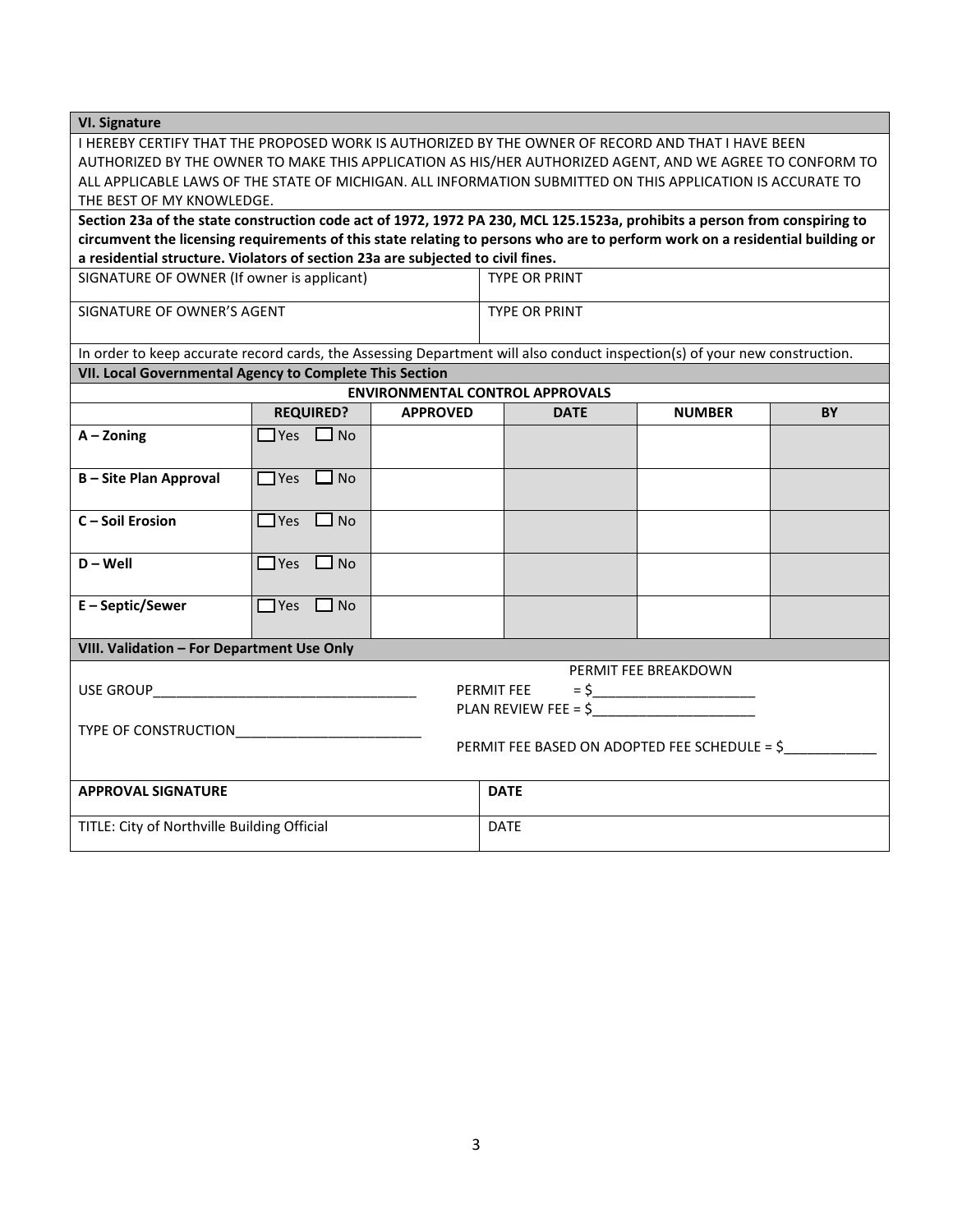## VI. Signature

I HEREBY CERTIFY THAT THE PROPOSED WORK IS AUTHORIZED BY THE OWNER OF RECORD AND THAT I HAVE BEEN AUTHORIZED BY THE OWNER TO MAKE THIS APPLICATION AS HIS/HER AUTHORIZED AGENT, AND WE AGREE TO CONFORM TO ALL APPLICABLE LAWS OF THE STATE OF MICHIGAN. ALL INFORMATION SUBMITTED ON THIS APPLICATION IS ACCURATE TO THE BEST OF MY KNOWLEDGE.

**Section 23a of the state construction code act of 1972, 1972 PA 230, MCL 125.1523a, prohibits a person from conspiring to circumvent the licensing requirements of this state relating to persons who are to perform work on a residential building or a residential structure. Violators of section 23a are subjected to civil fines.**

| | |
|---|---|
| SIGNATURE OF OWNER (If owner is applicant) | TYPE OR PRINT |
| SIGNATURE OF OWNER'S AGENT | TYPE OR PRINT |

In order to keep accurate record cards, the Assessing Department will also conduct inspection(s) of your new construction.

## VII. Local Governmental Agency to Complete This Section

**ENVIRONMENTAL CONTROL APPROVALS**

| | REQUIRED? | APPROVED | DATE | NUMBER | BY |
|---|---|---|---|---|---|
| **A – Zoning** | ☐ Yes ☐ No | | | | |
| **B – Site Plan Approval** | ☐ Yes ☐ No | | | | |
| **C – Soil Erosion** | ☐ Yes ☐ No | | | | |
| **D – Well** | ☐ Yes ☐ No | | | | |
| **E – Septic/Sewer** | ☐ Yes ☐ No | | | | |

## VIII. Validation – For Department Use Only

USE GROUP___________________________________

TYPE OF CONSTRUCTION_________________________

PERMIT FEE BREAKDOWN

PERMIT FEE = $_____________________

PLAN REVIEW FEE = $_____________________

PERMIT FEE BASED ON ADOPTED FEE SCHEDULE = $____________

| | |
|---|---|
| **APPROVAL SIGNATURE** | **DATE** |
| TITLE: City of Northville Building Official | DATE |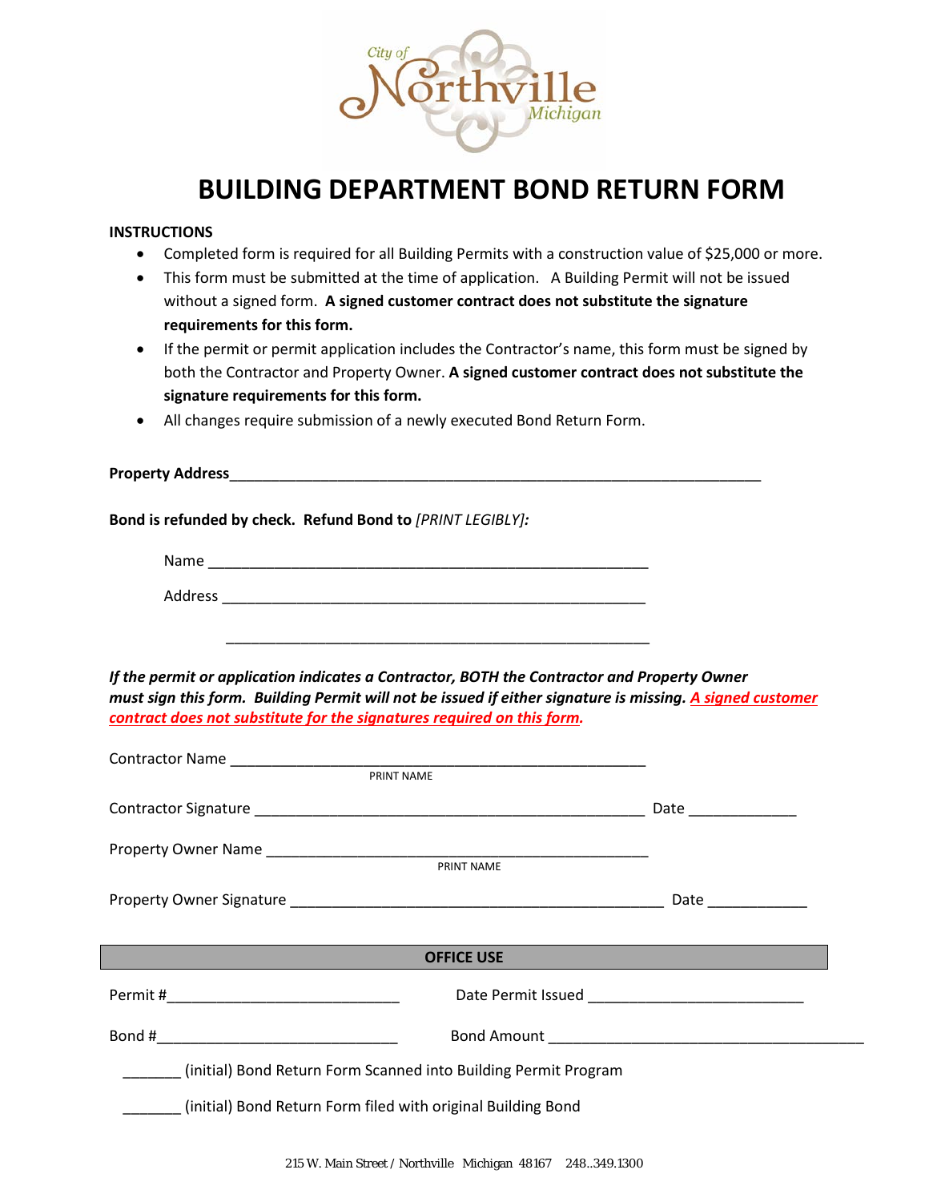City of Northville Michigan

# BUILDING DEPARTMENT BOND RETURN FORM

**INSTRUCTIONS**

- Completed form is required for all Building Permits with a construction value of $25,000 or more.
- This form must be submitted at the time of application. A Building Permit will not be issued without a signed form. **A signed customer contract does not substitute the signature requirements for this form.**
- If the permit or permit application includes the Contractor's name, this form must be signed by both the Contractor and Property Owner. **A signed customer contract does not substitute the signature requirements for this form.**
- All changes require submission of a newly executed Bond Return Form.

**Property Address**_______________________________________________________________

**Bond is refunded by check. Refund Bond to** ***[PRINT LEGIBLY]:***

Name ____________________________________________________

Address __________________________________________________

__________________________________________________

***If the permit or application indicates a Contractor, BOTH the Contractor and Property Owner must sign this form. Building Permit will not be issued if either signature is missing. A signed customer contract does not substitute for the signatures required on this form.***

Contractor Name ______________________________________________
PRINT NAME

Contractor Signature ____________________________________________ Date _____________

Property Owner Name ___________________________________________
PRINT NAME

Property Owner Signature ________________________________________ Date ____________

**OFFICE USE**

Permit #___________________________ Date Permit Issued __________________________

Bond #____________________________ Bond Amount ____________________________________

_______ (initial) Bond Return Form Scanned into Building Permit Program

_______ (initial) Bond Return Form filed with original Building Bond

215 W. Main Street / Northville Michigan 48167 248..349.1300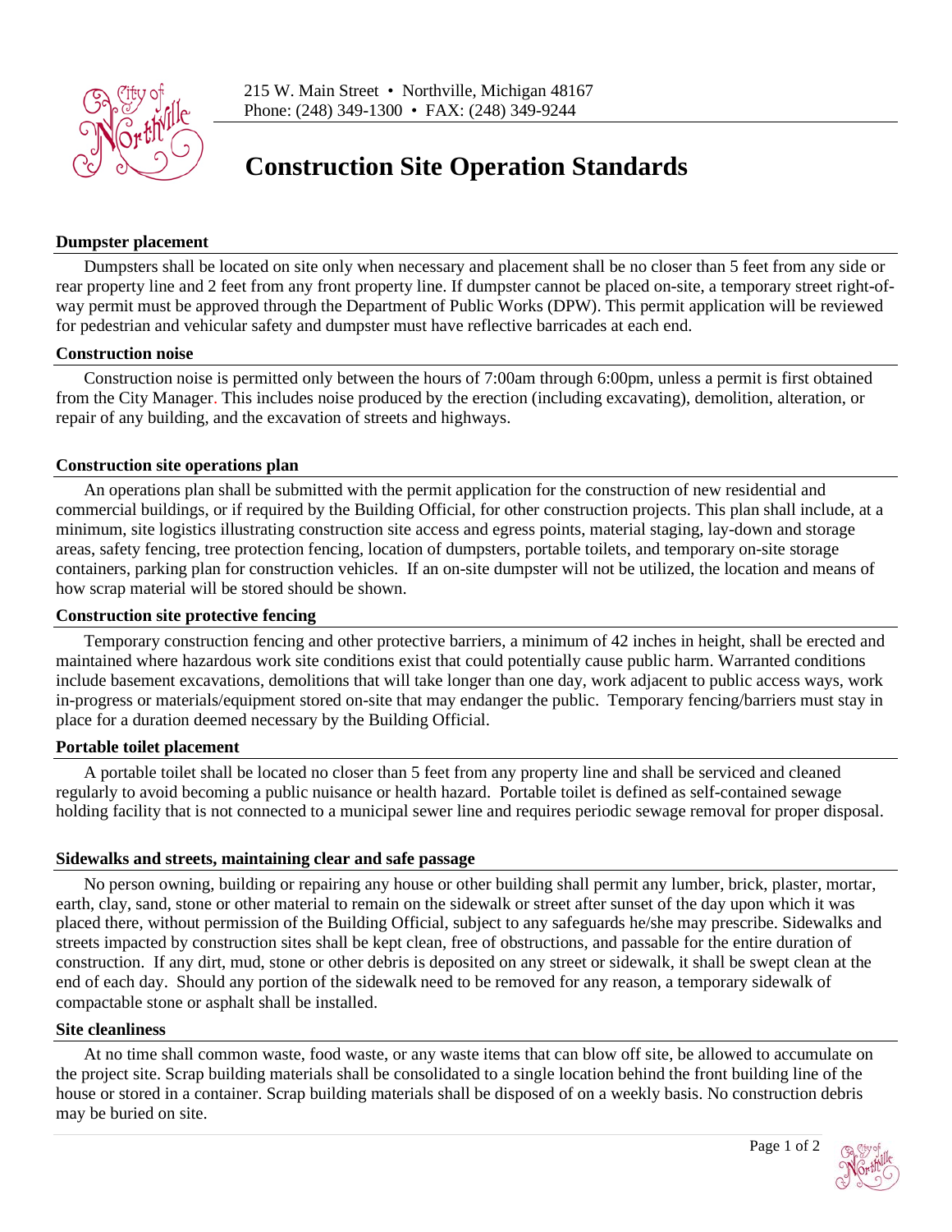215 W. Main Street • Northville, Michigan 48167
Phone: (248) 349-1300 • FAX: (248) 349-9244

# Construction Site Operation Standards

**Dumpster placement**

Dumpsters shall be located on site only when necessary and placement shall be no closer than 5 feet from any side or rear property line and 2 feet from any front property line. If dumpster cannot be placed on-site, a temporary street right-of-way permit must be approved through the Department of Public Works (DPW). This permit application will be reviewed for pedestrian and vehicular safety and dumpster must have reflective barricades at each end.

**Construction noise**

Construction noise is permitted only between the hours of 7:00am through 6:00pm, unless a permit is first obtained from the City Manager. This includes noise produced by the erection (including excavating), demolition, alteration, or repair of any building, and the excavation of streets and highways.

**Construction site operations plan**

An operations plan shall be submitted with the permit application for the construction of new residential and commercial buildings, or if required by the Building Official, for other construction projects. This plan shall include, at a minimum, site logistics illustrating construction site access and egress points, material staging, lay-down and storage areas, safety fencing, tree protection fencing, location of dumpsters, portable toilets, and temporary on-site storage containers, parking plan for construction vehicles. If an on-site dumpster will not be utilized, the location and means of how scrap material will be stored should be shown.

**Construction site protective fencing**

Temporary construction fencing and other protective barriers, a minimum of 42 inches in height, shall be erected and maintained where hazardous work site conditions exist that could potentially cause public harm. Warranted conditions include basement excavations, demolitions that will take longer than one day, work adjacent to public access ways, work in-progress or materials/equipment stored on-site that may endanger the public. Temporary fencing/barriers must stay in place for a duration deemed necessary by the Building Official.

**Portable toilet placement**

A portable toilet shall be located no closer than 5 feet from any property line and shall be serviced and cleaned regularly to avoid becoming a public nuisance or health hazard. Portable toilet is defined as self-contained sewage holding facility that is not connected to a municipal sewer line and requires periodic sewage removal for proper disposal.

**Sidewalks and streets, maintaining clear and safe passage**

No person owning, building or repairing any house or other building shall permit any lumber, brick, plaster, mortar, earth, clay, sand, stone or other material to remain on the sidewalk or street after sunset of the day upon which it was placed there, without permission of the Building Official, subject to any safeguards he/she may prescribe. Sidewalks and streets impacted by construction sites shall be kept clean, free of obstructions, and passable for the entire duration of construction. If any dirt, mud, stone or other debris is deposited on any street or sidewalk, it shall be swept clean at the end of each day. Should any portion of the sidewalk need to be removed for any reason, a temporary sidewalk of compactable stone or asphalt shall be installed.

**Site cleanliness**

At no time shall common waste, food waste, or any waste items that can blow off site, be allowed to accumulate on the project site. Scrap building materials shall be consolidated to a single location behind the front building line of the house or stored in a container. Scrap building materials shall be disposed of on a weekly basis. No construction debris may be buried on site.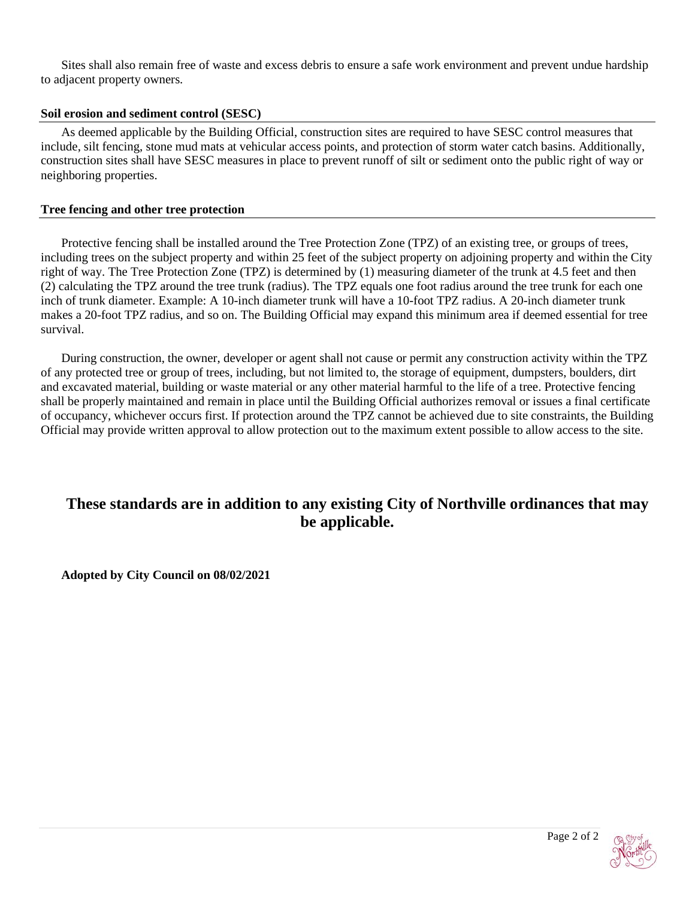Sites shall also remain free of waste and excess debris to ensure a safe work environment and prevent undue hardship to adjacent property owners.

**Soil erosion and sediment control (SESC)**

As deemed applicable by the Building Official, construction sites are required to have SESC control measures that include, silt fencing, stone mud mats at vehicular access points, and protection of storm water catch basins. Additionally, construction sites shall have SESC measures in place to prevent runoff of silt or sediment onto the public right of way or neighboring properties.

**Tree fencing and other tree protection**

Protective fencing shall be installed around the Tree Protection Zone (TPZ) of an existing tree, or groups of trees, including trees on the subject property and within 25 feet of the subject property on adjoining property and within the City right of way. The Tree Protection Zone (TPZ) is determined by (1) measuring diameter of the trunk at 4.5 feet and then (2) calculating the TPZ around the tree trunk (radius). The TPZ equals one foot radius around the tree trunk for each one inch of trunk diameter. Example: A 10-inch diameter trunk will have a 10-foot TPZ radius. A 20-inch diameter trunk makes a 20-foot TPZ radius, and so on. The Building Official may expand this minimum area if deemed essential for tree survival.

During construction, the owner, developer or agent shall not cause or permit any construction activity within the TPZ of any protected tree or group of trees, including, but not limited to, the storage of equipment, dumpsters, boulders, dirt and excavated material, building or waste material or any other material harmful to the life of a tree. Protective fencing shall be properly maintained and remain in place until the Building Official authorizes removal or issues a final certificate of occupancy, whichever occurs first. If protection around the TPZ cannot be achieved due to site constraints, the Building Official may provide written approval to allow protection out to the maximum extent possible to allow access to the site.

## These standards are in addition to any existing City of Northville ordinances that may be applicable.

**Adopted by City Council on 08/02/2021**